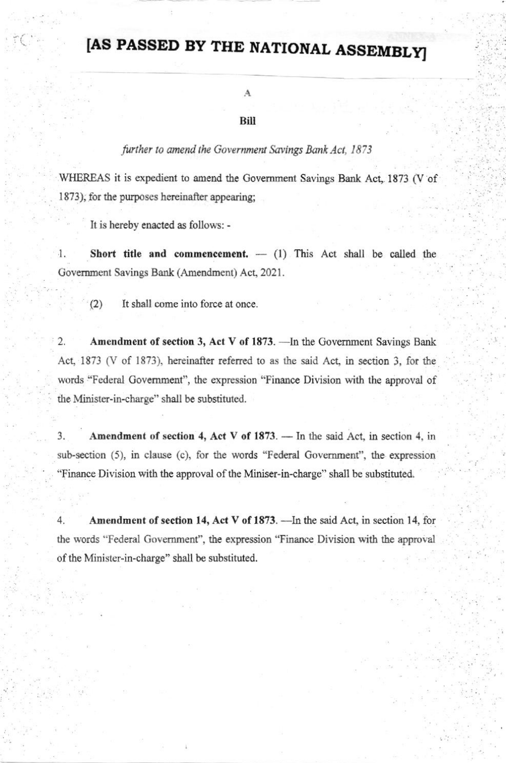# [AS PASSED BY THE NATIONAL ASSEMBLY]

A

**Bill**

*further to amend the Government Savings Bank Act, 1873*

WHEREAS it is expedient to amend the Government Savings Bank Act, 1873 (V of 1873), for the purposes hereinafter appearing;

It is hereby enacted as follows: -

1. **Short title and commencement.** — (1) This Act shall be called the Government Savings Bank (Amendment) Act, 2021.

   (2) It shall come into force at once.

2. **Amendment of section 3, Act V of 1873.** —In the Government Savings Bank Act, 1873 (V of 1873), hereinafter referred to as the said Act, in section 3, for the words "Federal Government", the expression "Finance Division with the approval of the Minister-in-charge" shall be substituted.

3. **Amendment of section 4, Act V of 1873.** — In the said Act, in section 4, in sub-section (5), in clause (c), for the words "Federal Government", the expression "Finance Division with the approval of the Miniser-in-charge" shall be substituted.

4. **Amendment of section 14, Act V of 1873.** —In the said Act, in section 14, for the words "Federal Government", the expression "Finance Division with the approval of the Minister-in-charge" shall be substituted.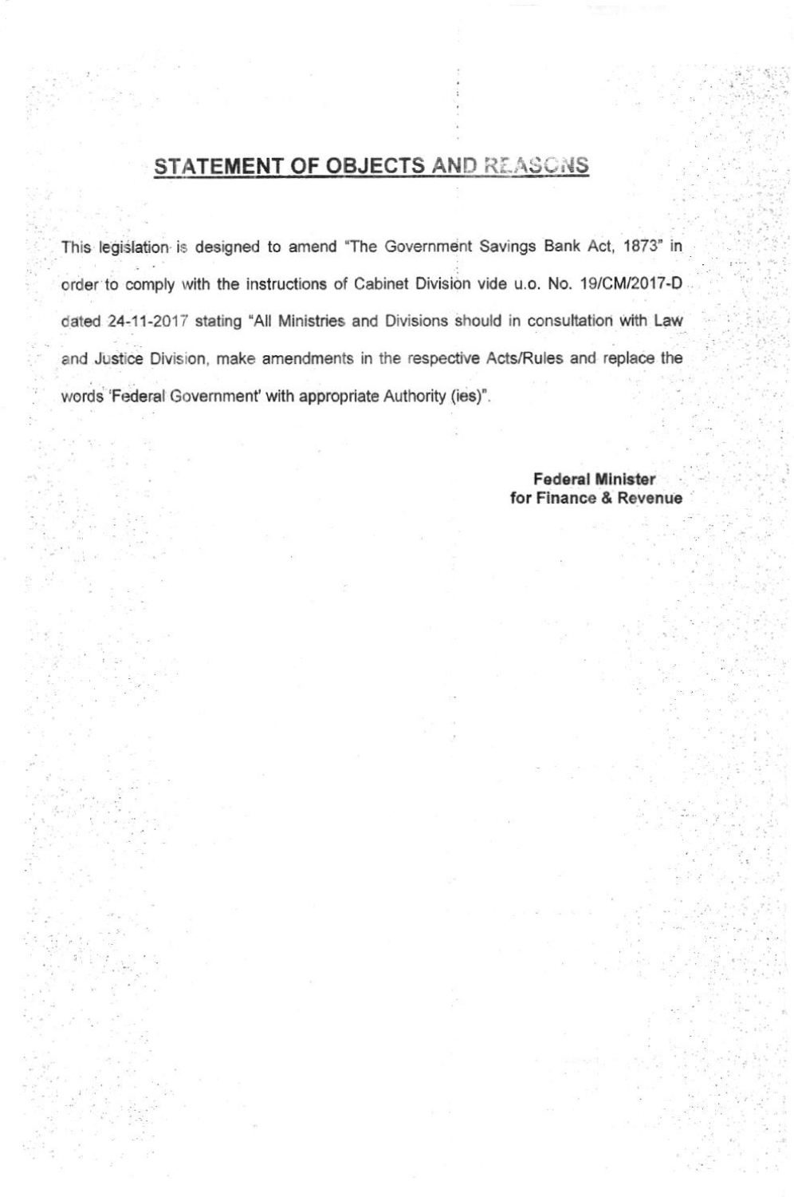## STATEMENT OF OBJECTS AND REASONS

This legislation is designed to amend "The Government Savings Bank Act, 1873" in order to comply with the instructions of Cabinet Division vide u.o. No. 19/CM/2017-D dated 24-11-2017 stating "All Ministries and Divisions should in consultation with Law and Justice Division, make amendments in the respective Acts/Rules and replace the words 'Federal Government' with appropriate Authority (ies)".

**Federal Minister**
**for Finance & Revenue**